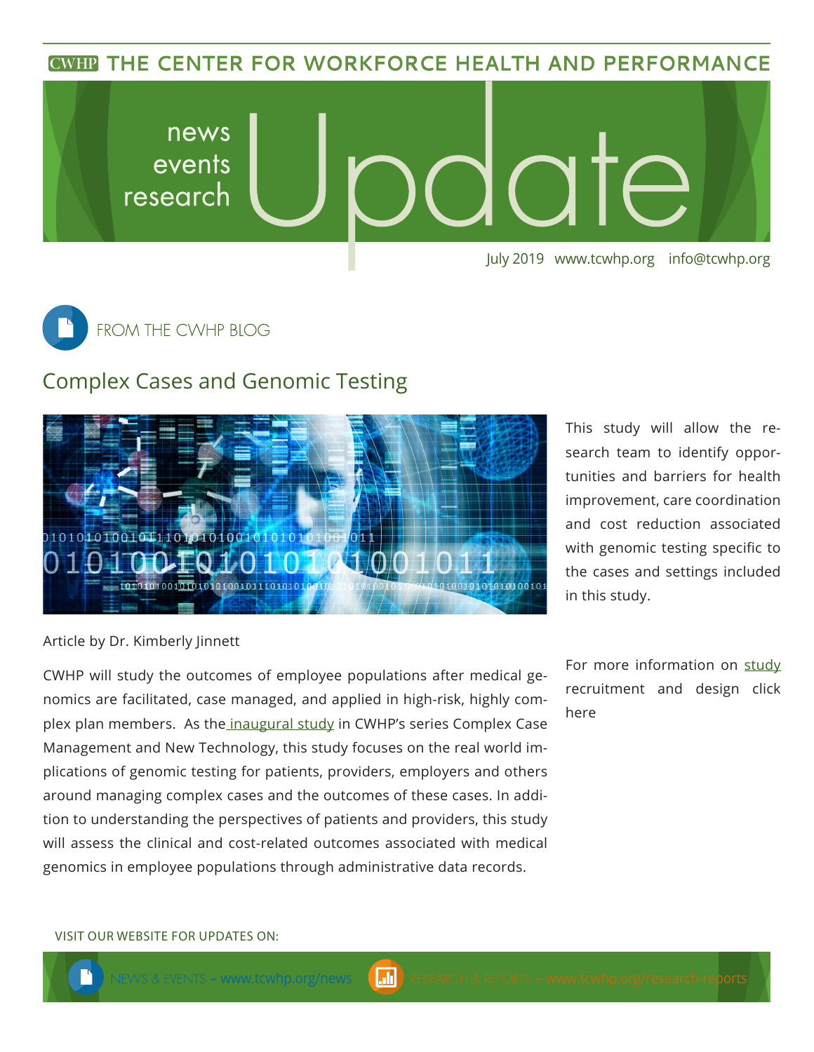# THE CENTER FOR WORKFORCE HEALTH AND PERFORMANCE

news
events
research
Update

July 2019 www.tcwhp.org info@tcwhp.org

## FROM THE CWHP BLOG

## Complex Cases and Genomic Testing

Article by Dr. Kimberly Jinnett

CWHP will study the outcomes of employee populations after medical genomics are facilitated, case managed, and applied in high-risk, highly complex plan members. As the inaugural study in CWHP's series Complex Case Management and New Technology, this study focuses on the real world implications of genomic testing for patients, providers, employers and others around managing complex cases and the outcomes of these cases. In addition to understanding the perspectives of patients and providers, this study will assess the clinical and cost-related outcomes associated with medical genomics in employee populations through administrative data records.

This study will allow the research team to identify opportunities and barriers for health improvement, care coordination and cost reduction associated with genomic testing specific to the cases and settings included in this study.

For more information on study recruitment and design click here

VISIT OUR WEBSITE FOR UPDATES ON:

NEWS & EVENTS – www.tcwhp.org/news

RESEARCH & REPORTS – www.tcwhp.org/research-reports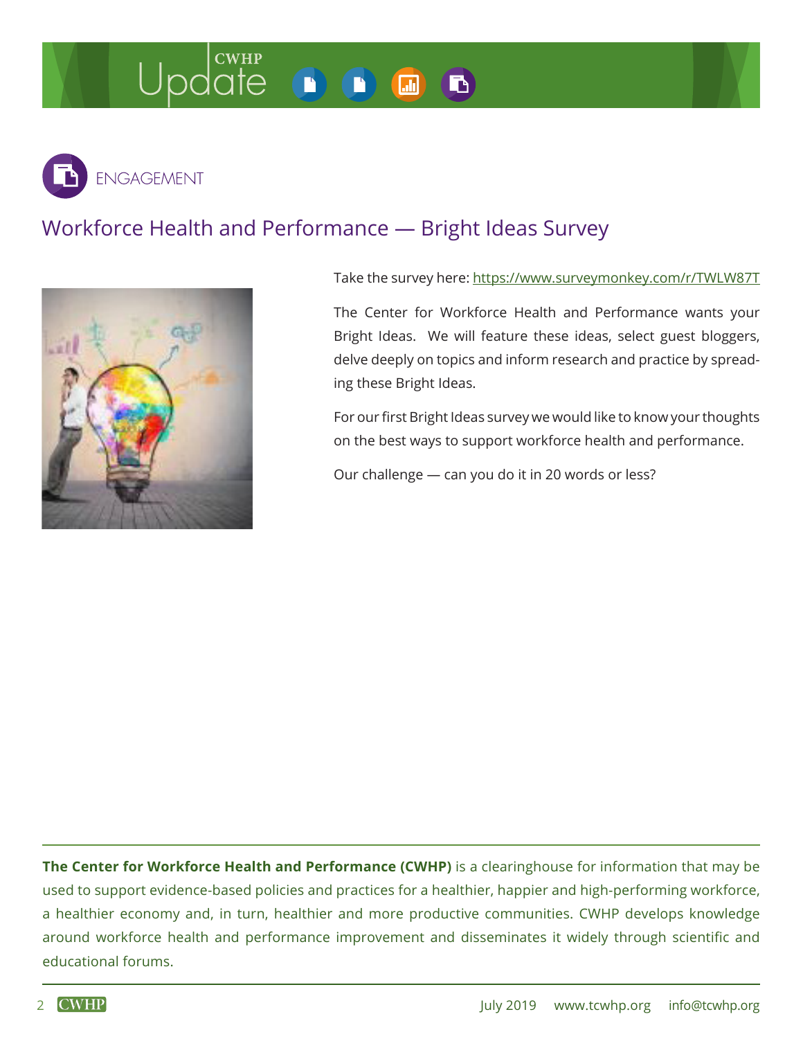# ENGAGEMENT

## Workforce Health and Performance — Bright Ideas Survey

Take the survey here: https://www.surveymonkey.com/r/TWLW87T

The Center for Workforce Health and Performance wants your Bright Ideas. We will feature these ideas, select guest bloggers, delve deeply on topics and inform research and practice by spreading these Bright Ideas.

For our first Bright Ideas survey we would like to know your thoughts on the best ways to support workforce health and performance.

Our challenge — can you do it in 20 words or less?

---

**The Center for Workforce Health and Performance (CWHP)** is a clearinghouse for information that may be used to support evidence-based policies and practices for a healthier, happier and high-performing workforce, a healthier economy and, in turn, healthier and more productive communities. CWHP develops knowledge around workforce health and performance improvement and disseminates it widely through scientific and educational forums.

---

July 2019 www.tcwhp.org info@tcwhp.org